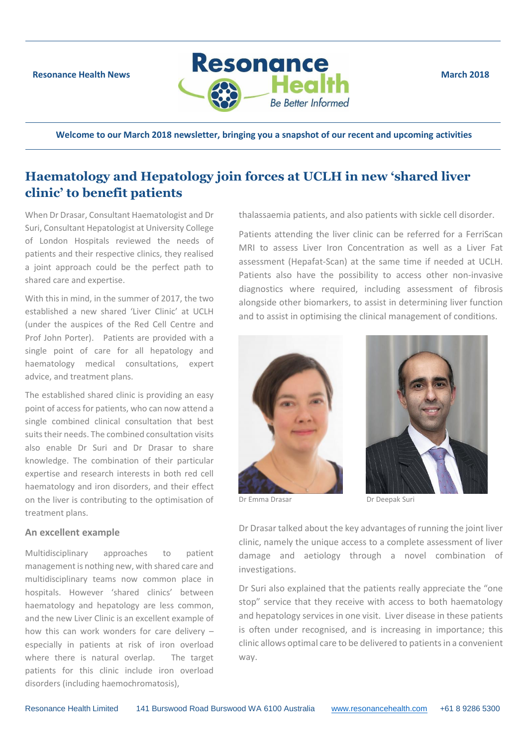Resonance Health News | March 2018

**Welcome to our March 2018 newsletter, bringing you a snapshot of our recent and upcoming activities**

# Haematology and Hepatology join forces at UCLH in new 'shared liver clinic' to benefit patients

When Dr Drasar, Consultant Haematologist and Dr Suri, Consultant Hepatologist at University College of London Hospitals reviewed the needs of patients and their respective clinics, they realised a joint approach could be the perfect path to shared care and expertise.

With this in mind, in the summer of 2017, the two established a new shared 'Liver Clinic' at UCLH (under the auspices of the Red Cell Centre and Prof John Porter). Patients are provided with a single point of care for all hepatology and haematology medical consultations, expert advice, and treatment plans.

The established shared clinic is providing an easy point of access for patients, who can now attend a single combined clinical consultation that best suits their needs. The combined consultation visits also enable Dr Suri and Dr Drasar to share knowledge. The combination of their particular expertise and research interests in both red cell haematology and iron disorders, and their effect on the liver is contributing to the optimisation of treatment plans.

### An excellent example

Multidisciplinary approaches to patient management is nothing new, with shared care and multidisciplinary teams now common place in hospitals. However 'shared clinics' between haematology and hepatology are less common, and the new Liver Clinic is an excellent example of how this can work wonders for care delivery – especially in patients at risk of iron overload where there is natural overlap. The target patients for this clinic include iron overload disorders (including haemochromatosis), thalassaemia patients, and also patients with sickle cell disorder.

Patients attending the liver clinic can be referred for a FerriScan MRI to assess Liver Iron Concentration as well as a Liver Fat assessment (Hepafat-Scan) at the same time if needed at UCLH. Patients also have the possibility to access other non-invasive diagnostics where required, including assessment of fibrosis alongside other biomarkers, to assist in determining liver function and to assist in optimising the clinical management of conditions.

Dr Emma Drasar

Dr Deepak Suri

Dr Drasar talked about the key advantages of running the joint liver clinic, namely the unique access to a complete assessment of liver damage and aetiology through a novel combination of investigations.

Dr Suri also explained that the patients really appreciate the "one stop" service that they receive with access to both haematology and hepatology services in one visit. Liver disease in these patients is often under recognised, and is increasing in importance; this clinic allows optimal care to be delivered to patients in a convenient way.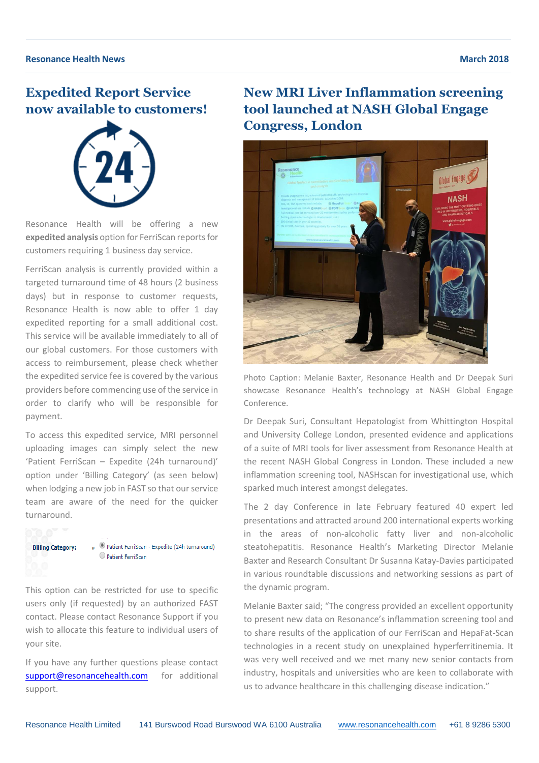## Expedited Report Service now available to customers!

Resonance Health will be offering a new **expedited analysis** option for FerriScan reports for customers requiring 1 business day service.

FerriScan analysis is currently provided within a targeted turnaround time of 48 hours (2 business days) but in response to customer requests, Resonance Health is now able to offer 1 day expedited reporting for a small additional cost. This service will be available immediately to all of our global customers. For those customers with access to reimbursement, please check whether the expedited service fee is covered by the various providers before commencing use of the service in order to clarify who will be responsible for payment.

To access this expedited service, MRI personnel uploading images can simply select the new 'Patient FerriScan – Expedite (24h turnaround)' option under 'Billing Category' (as seen below) when lodging a new job in FAST so that our service team are aware of the need for the quicker turnaround.

**Billing Category:** * ◉ Patient FerriScan - Expedite (24h turnaround) ○ Patient FerriScan

This option can be restricted for use to specific users only (if requested) by an authorized FAST contact. Please contact Resonance Support if you wish to allocate this feature to individual users of your site.

If you have any further questions please contact support@resonancehealth.com for additional support.

## New MRI Liver Inflammation screening tool launched at NASH Global Engage Congress, London

Photo Caption: Melanie Baxter, Resonance Health and Dr Deepak Suri showcase Resonance Health's technology at NASH Global Engage Conference.

Dr Deepak Suri, Consultant Hepatologist from Whittington Hospital and University College London, presented evidence and applications of a suite of MRI tools for liver assessment from Resonance Health at the recent NASH Global Congress in London. These included a new inflammation screening tool, NASHscan for investigational use, which sparked much interest amongst delegates.

The 2 day Conference in late February featured 40 expert led presentations and attracted around 200 international experts working in the areas of non-alcoholic fatty liver and non-alcoholic steatohepatitis. Resonance Health's Marketing Director Melanie Baxter and Research Consultant Dr Susanna Katay-Davies participated in various roundtable discussions and networking sessions as part of the dynamic program.

Melanie Baxter said; "The congress provided an excellent opportunity to present new data on Resonance's inflammation screening tool and to share results of the application of our FerriScan and HepaFat-Scan technologies in a recent study on unexplained hyperferritinemia. It was very well received and we met many new senior contacts from industry, hospitals and universities who are keen to collaborate with us to advance healthcare in this challenging disease indication."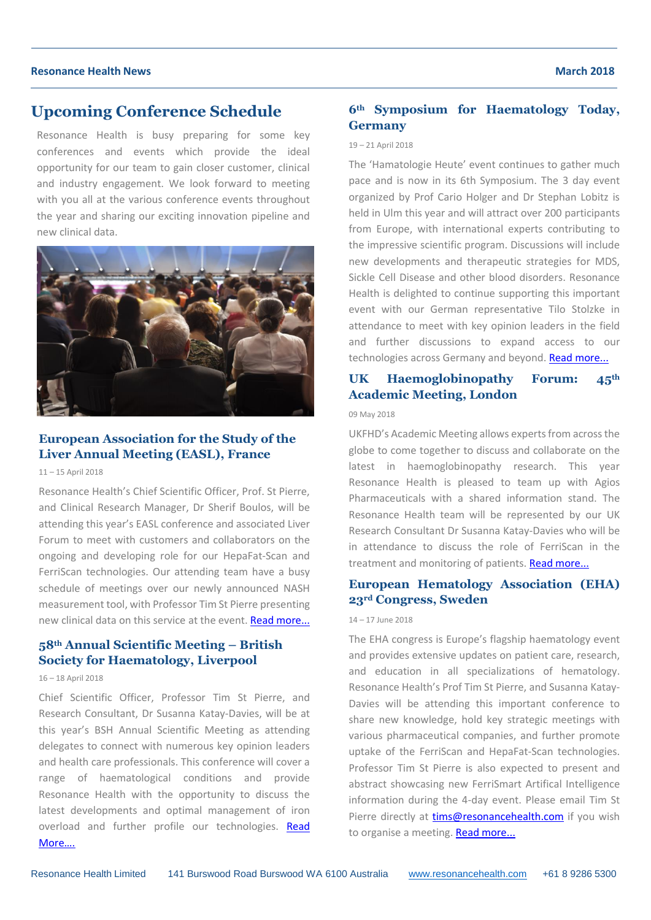# Upcoming Conference Schedule

Resonance Health is busy preparing for some key conferences and events which provide the ideal opportunity for our team to gain closer customer, clinical and industry engagement. We look forward to meeting with you all at the various conference events throughout the year and sharing our exciting innovation pipeline and new clinical data.

### European Association for the Study of the Liver Annual Meeting (EASL), France

11 – 15 April 2018

Resonance Health's Chief Scientific Officer, Prof. St Pierre, and Clinical Research Manager, Dr Sherif Boulos, will be attending this year's EASL conference and associated Liver Forum to meet with customers and collaborators on the ongoing and developing role for our HepaFat-Scan and FerriScan technologies. Our attending team have a busy schedule of meetings over our newly announced NASH measurement tool, with Professor Tim St Pierre presenting new clinical data on this service at the event. Read more...

### 58th Annual Scientific Meeting – British Society for Haematology, Liverpool

16 – 18 April 2018

Chief Scientific Officer, Professor Tim St Pierre, and Research Consultant, Dr Susanna Katay-Davies, will be at this year's BSH Annual Scientific Meeting as attending delegates to connect with numerous key opinion leaders and health care professionals. This conference will cover a range of haematological conditions and provide Resonance Health with the opportunity to discuss the latest developments and optimal management of iron overload and further profile our technologies. Read More....

### 6th Symposium for Haematology Today, Germany

19 – 21 April 2018

The 'Hamatologie Heute' event continues to gather much pace and is now in its 6th Symposium. The 3 day event organized by Prof Cario Holger and Dr Stephan Lobitz is held in Ulm this year and will attract over 200 participants from Europe, with international experts contributing to the impressive scientific program. Discussions will include new developments and therapeutic strategies for MDS, Sickle Cell Disease and other blood disorders. Resonance Health is delighted to continue supporting this important event with our German representative Tilo Stolzke in attendance to meet with key opinion leaders in the field and further discussions to expand access to our technologies across Germany and beyond. Read more...

### UK Haemoglobinopathy Forum: 45th Academic Meeting, London

09 May 2018

UKFHD's Academic Meeting allows experts from across the globe to come together to discuss and collaborate on the latest in haemoglobinopathy research. This year Resonance Health is pleased to team up with Agios Pharmaceuticals with a shared information stand. The Resonance Health team will be represented by our UK Research Consultant Dr Susanna Katay-Davies who will be in attendance to discuss the role of FerriScan in the treatment and monitoring of patients. Read more...

### European Hematology Association (EHA) 23rd Congress, Sweden

14 – 17 June 2018

The EHA congress is Europe's flagship haematology event and provides extensive updates on patient care, research, and education in all specializations of hematology. Resonance Health's Prof Tim St Pierre, and Susanna Katay-Davies will be attending this important conference to share new knowledge, hold key strategic meetings with various pharmaceutical companies, and further promote uptake of the FerriScan and HepaFat-Scan technologies. Professor Tim St Pierre is also expected to present and abstract showcasing new FerriSmart Artifical Intelligence information during the 4-day event. Please email Tim St Pierre directly at tims@resonancehealth.com if you wish to organise a meeting. Read more...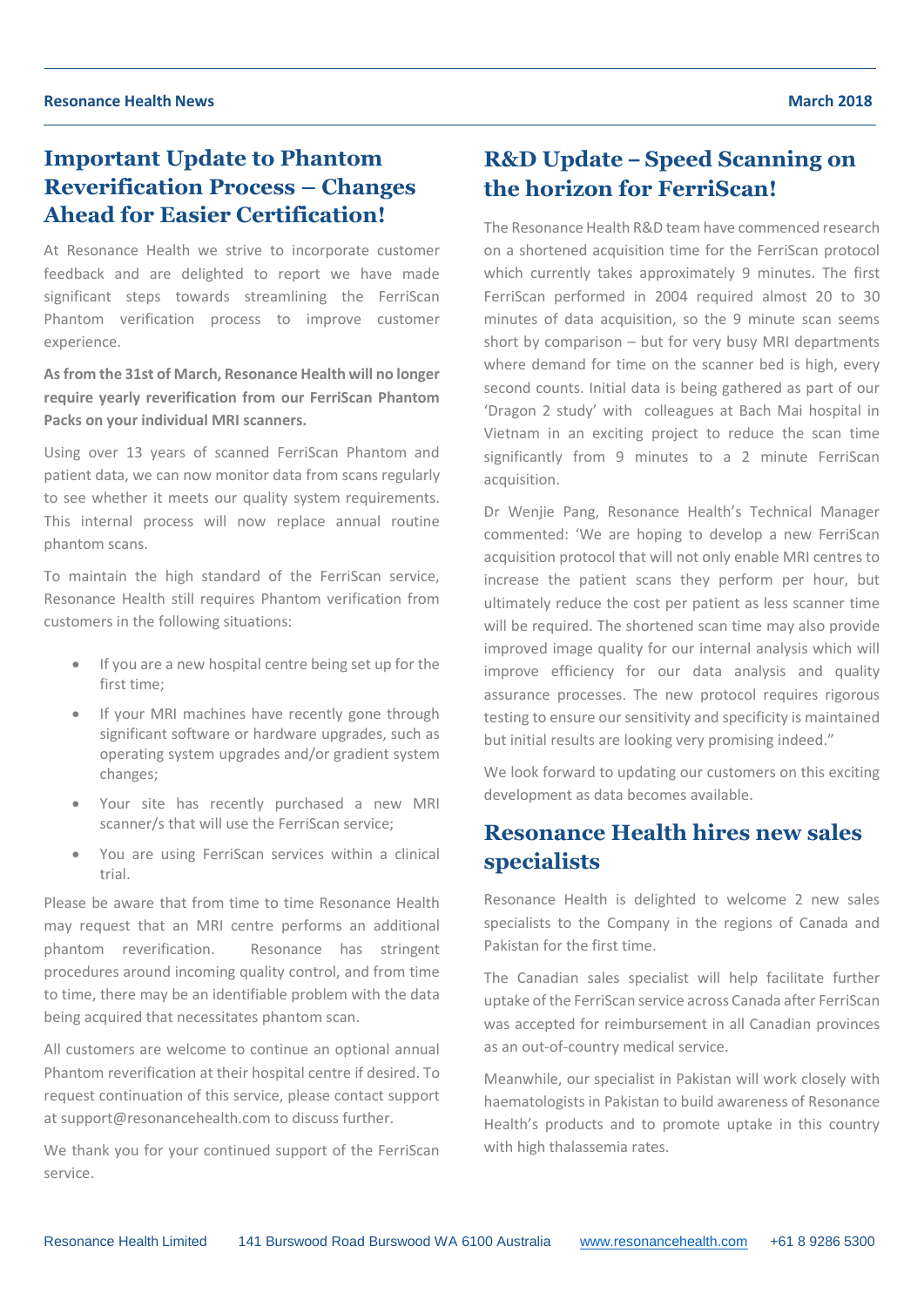## Important Update to Phantom Reverification Process – Changes Ahead for Easier Certification!

At Resonance Health we strive to incorporate customer feedback and are delighted to report we have made significant steps towards streamlining the FerriScan Phantom verification process to improve customer experience.

**As from the 31st of March, Resonance Health will no longer require yearly reverification from our FerriScan Phantom Packs on your individual MRI scanners.**

Using over 13 years of scanned FerriScan Phantom and patient data, we can now monitor data from scans regularly to see whether it meets our quality system requirements. This internal process will now replace annual routine phantom scans.

To maintain the high standard of the FerriScan service, Resonance Health still requires Phantom verification from customers in the following situations:

- If you are a new hospital centre being set up for the first time;
- If your MRI machines have recently gone through significant software or hardware upgrades, such as operating system upgrades and/or gradient system changes;
- Your site has recently purchased a new MRI scanner/s that will use the FerriScan service;
- You are using FerriScan services within a clinical trial.

Please be aware that from time to time Resonance Health may request that an MRI centre performs an additional phantom reverification. Resonance has stringent procedures around incoming quality control, and from time to time, there may be an identifiable problem with the data being acquired that necessitates phantom scan.

All customers are welcome to continue an optional annual Phantom reverification at their hospital centre if desired. To request continuation of this service, please contact support at support@resonancehealth.com to discuss further.

We thank you for your continued support of the FerriScan service.

## R&D Update – Speed Scanning on the horizon for FerriScan!

The Resonance Health R&D team have commenced research on a shortened acquisition time for the FerriScan protocol which currently takes approximately 9 minutes. The first FerriScan performed in 2004 required almost 20 to 30 minutes of data acquisition, so the 9 minute scan seems short by comparison – but for very busy MRI departments where demand for time on the scanner bed is high, every second counts. Initial data is being gathered as part of our 'Dragon 2 study' with colleagues at Bach Mai hospital in Vietnam in an exciting project to reduce the scan time significantly from 9 minutes to a 2 minute FerriScan acquisition.

Dr Wenjie Pang, Resonance Health's Technical Manager commented: 'We are hoping to develop a new FerriScan acquisition protocol that will not only enable MRI centres to increase the patient scans they perform per hour, but ultimately reduce the cost per patient as less scanner time will be required. The shortened scan time may also provide improved image quality for our internal analysis which will improve efficiency for our data analysis and quality assurance processes. The new protocol requires rigorous testing to ensure our sensitivity and specificity is maintained but initial results are looking very promising indeed."

We look forward to updating our customers on this exciting development as data becomes available.

## Resonance Health hires new sales specialists

Resonance Health is delighted to welcome 2 new sales specialists to the Company in the regions of Canada and Pakistan for the first time.

The Canadian sales specialist will help facilitate further uptake of the FerriScan service across Canada after FerriScan was accepted for reimbursement in all Canadian provinces as an out-of-country medical service.

Meanwhile, our specialist in Pakistan will work closely with haematologists in Pakistan to build awareness of Resonance Health's products and to promote uptake in this country with high thalassemia rates.